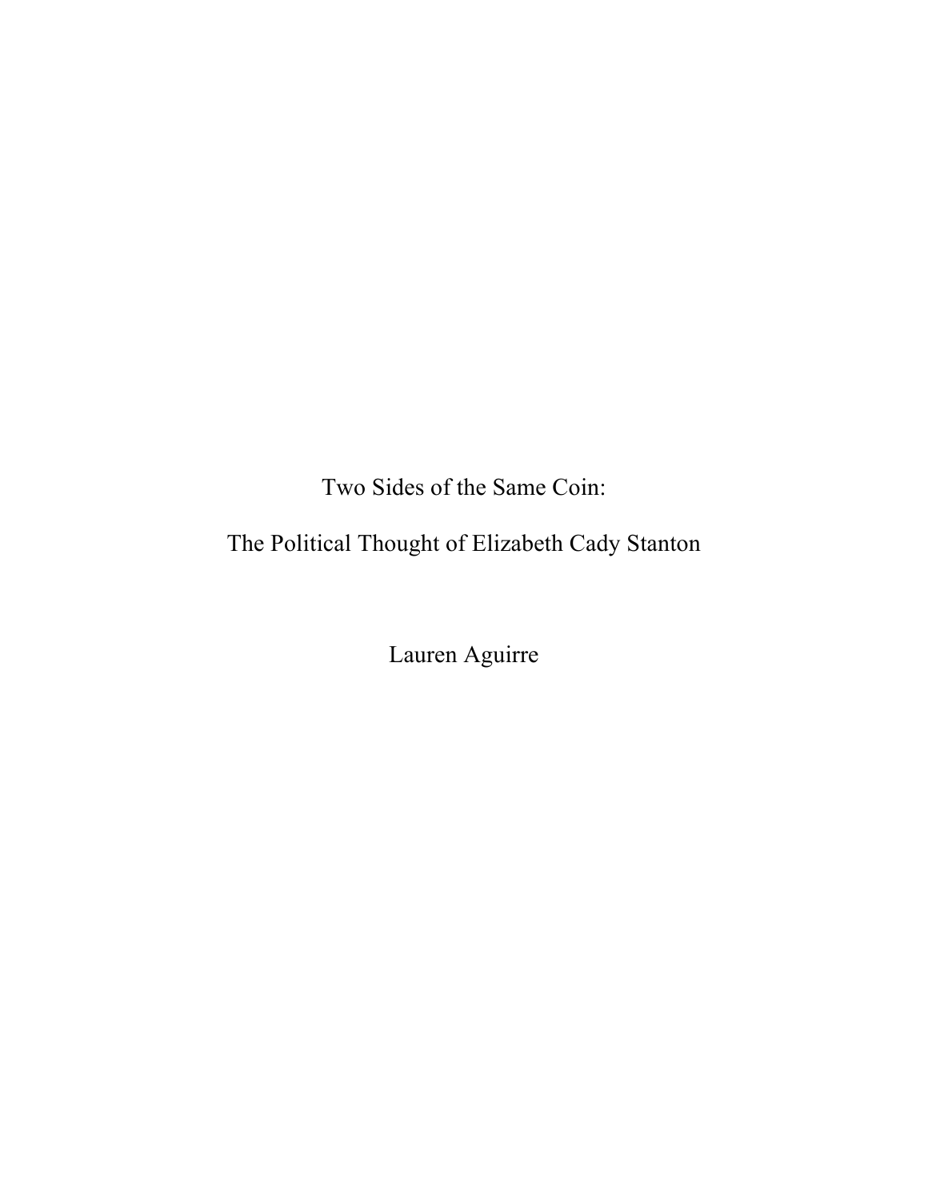# Two Sides of the Same Coin:

# The Political Thought of Elizabeth Cady Stanton

Lauren Aguirre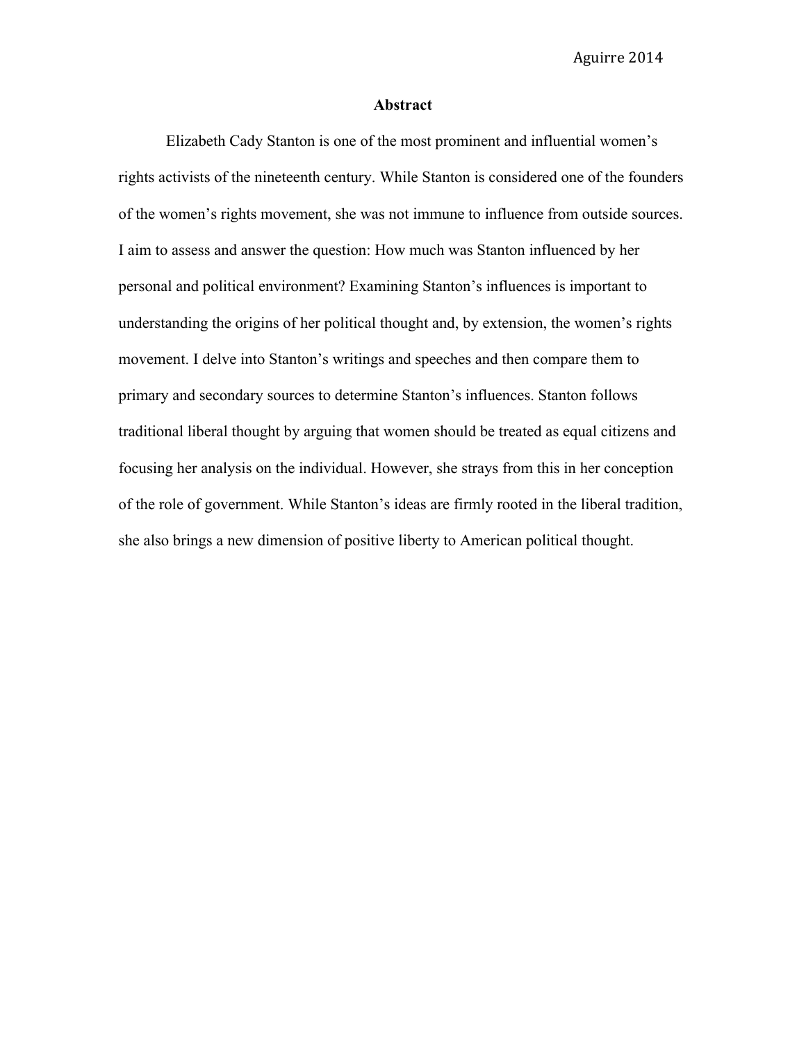## Abstract

Elizabeth Cady Stanton is one of the most prominent and influential women's rights activists of the nineteenth century. While Stanton is considered one of the founders of the women's rights movement, she was not immune to influence from outside sources. I aim to assess and answer the question: How much was Stanton influenced by her personal and political environment? Examining Stanton's influences is important to understanding the origins of her political thought and, by extension, the women's rights movement. I delve into Stanton's writings and speeches and then compare them to primary and secondary sources to determine Stanton's influences. Stanton follows traditional liberal thought by arguing that women should be treated as equal citizens and focusing her analysis on the individual. However, she strays from this in her conception of the role of government. While Stanton's ideas are firmly rooted in the liberal tradition, she also brings a new dimension of positive liberty to American political thought.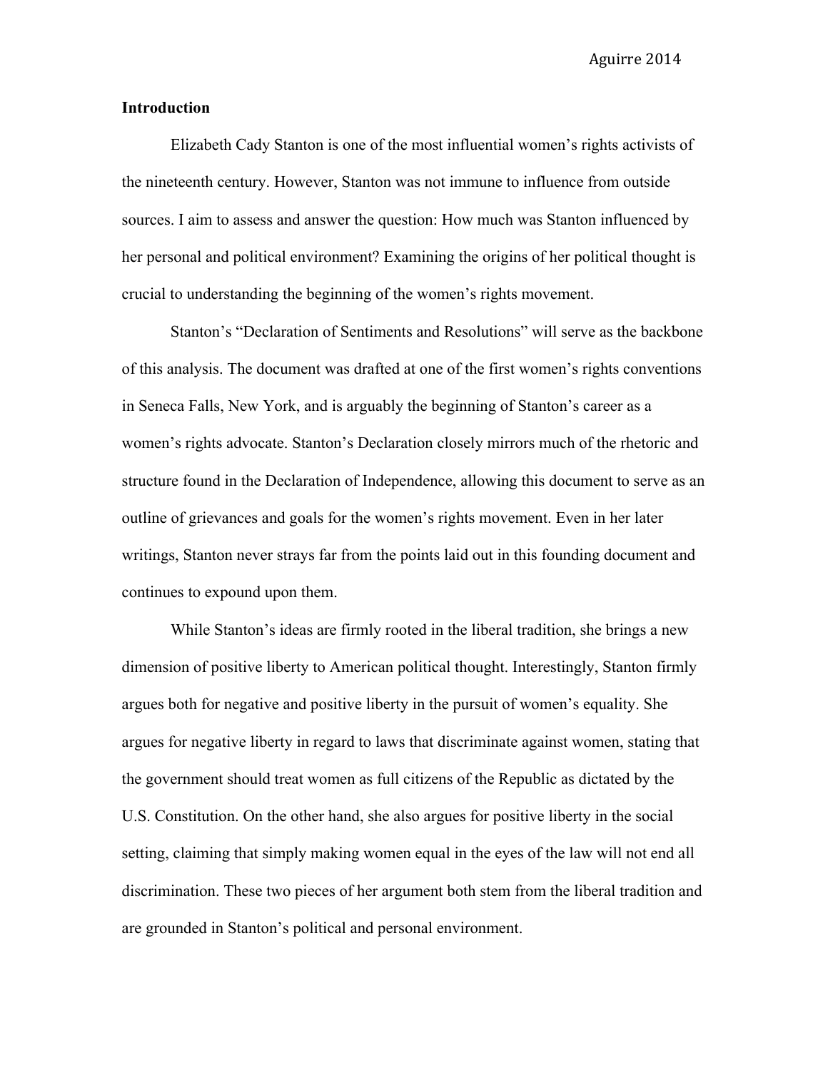## Introduction

Elizabeth Cady Stanton is one of the most influential women's rights activists of the nineteenth century. However, Stanton was not immune to influence from outside sources. I aim to assess and answer the question: How much was Stanton influenced by her personal and political environment? Examining the origins of her political thought is crucial to understanding the beginning of the women's rights movement.

Stanton's "Declaration of Sentiments and Resolutions" will serve as the backbone of this analysis. The document was drafted at one of the first women's rights conventions in Seneca Falls, New York, and is arguably the beginning of Stanton's career as a women's rights advocate. Stanton's Declaration closely mirrors much of the rhetoric and structure found in the Declaration of Independence, allowing this document to serve as an outline of grievances and goals for the women's rights movement. Even in her later writings, Stanton never strays far from the points laid out in this founding document and continues to expound upon them.

While Stanton's ideas are firmly rooted in the liberal tradition, she brings a new dimension of positive liberty to American political thought. Interestingly, Stanton firmly argues both for negative and positive liberty in the pursuit of women's equality. She argues for negative liberty in regard to laws that discriminate against women, stating that the government should treat women as full citizens of the Republic as dictated by the U.S. Constitution. On the other hand, she also argues for positive liberty in the social setting, claiming that simply making women equal in the eyes of the law will not end all discrimination. These two pieces of her argument both stem from the liberal tradition and are grounded in Stanton's political and personal environment.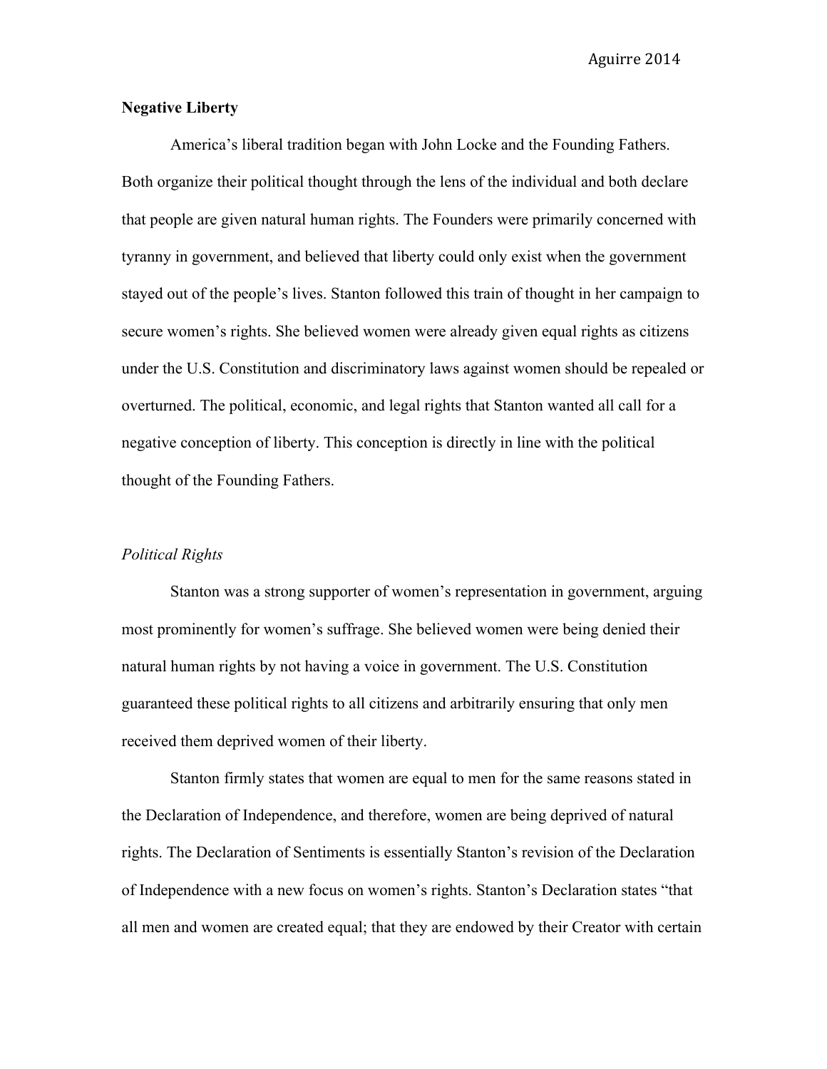**Negative Liberty**

America's liberal tradition began with John Locke and the Founding Fathers. Both organize their political thought through the lens of the individual and both declare that people are given natural human rights. The Founders were primarily concerned with tyranny in government, and believed that liberty could only exist when the government stayed out of the people's lives. Stanton followed this train of thought in her campaign to secure women's rights. She believed women were already given equal rights as citizens under the U.S. Constitution and discriminatory laws against women should be repealed or overturned. The political, economic, and legal rights that Stanton wanted all call for a negative conception of liberty. This conception is directly in line with the political thought of the Founding Fathers.

*Political Rights*

Stanton was a strong supporter of women's representation in government, arguing most prominently for women's suffrage. She believed women were being denied their natural human rights by not having a voice in government. The U.S. Constitution guaranteed these political rights to all citizens and arbitrarily ensuring that only men received them deprived women of their liberty.

Stanton firmly states that women are equal to men for the same reasons stated in the Declaration of Independence, and therefore, women are being deprived of natural rights. The Declaration of Sentiments is essentially Stanton's revision of the Declaration of Independence with a new focus on women's rights. Stanton's Declaration states "that all men and women are created equal; that they are endowed by their Creator with certain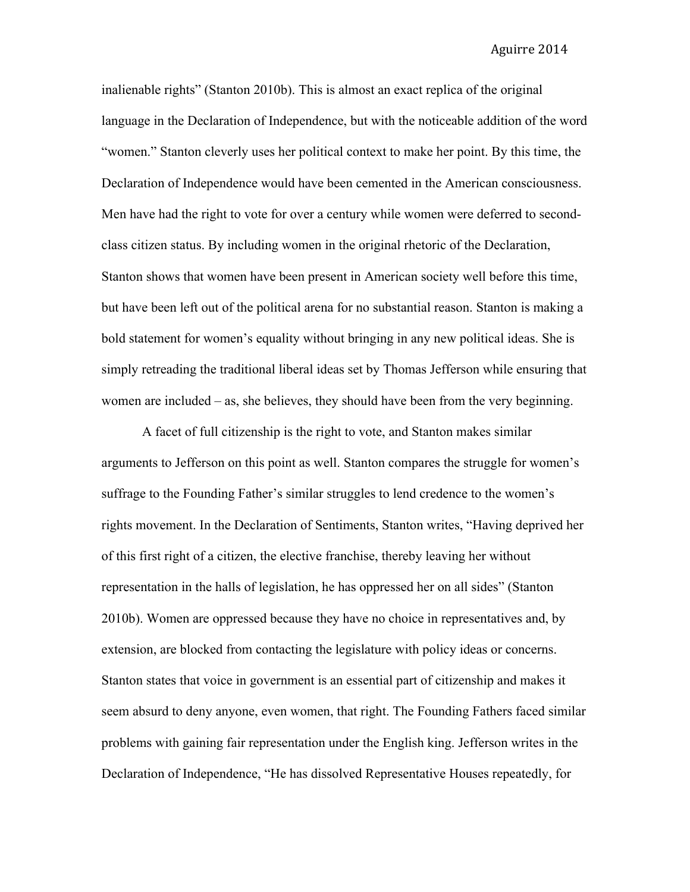inalienable rights" (Stanton 2010b). This is almost an exact replica of the original language in the Declaration of Independence, but with the noticeable addition of the word "women." Stanton cleverly uses her political context to make her point. By this time, the Declaration of Independence would have been cemented in the American consciousness. Men have had the right to vote for over a century while women were deferred to second-class citizen status. By including women in the original rhetoric of the Declaration, Stanton shows that women have been present in American society well before this time, but have been left out of the political arena for no substantial reason. Stanton is making a bold statement for women's equality without bringing in any new political ideas. She is simply retreading the traditional liberal ideas set by Thomas Jefferson while ensuring that women are included – as, she believes, they should have been from the very beginning.

A facet of full citizenship is the right to vote, and Stanton makes similar arguments to Jefferson on this point as well. Stanton compares the struggle for women's suffrage to the Founding Father's similar struggles to lend credence to the women's rights movement. In the Declaration of Sentiments, Stanton writes, "Having deprived her of this first right of a citizen, the elective franchise, thereby leaving her without representation in the halls of legislation, he has oppressed her on all sides" (Stanton 2010b). Women are oppressed because they have no choice in representatives and, by extension, are blocked from contacting the legislature with policy ideas or concerns. Stanton states that voice in government is an essential part of citizenship and makes it seem absurd to deny anyone, even women, that right. The Founding Fathers faced similar problems with gaining fair representation under the English king. Jefferson writes in the Declaration of Independence, "He has dissolved Representative Houses repeatedly, for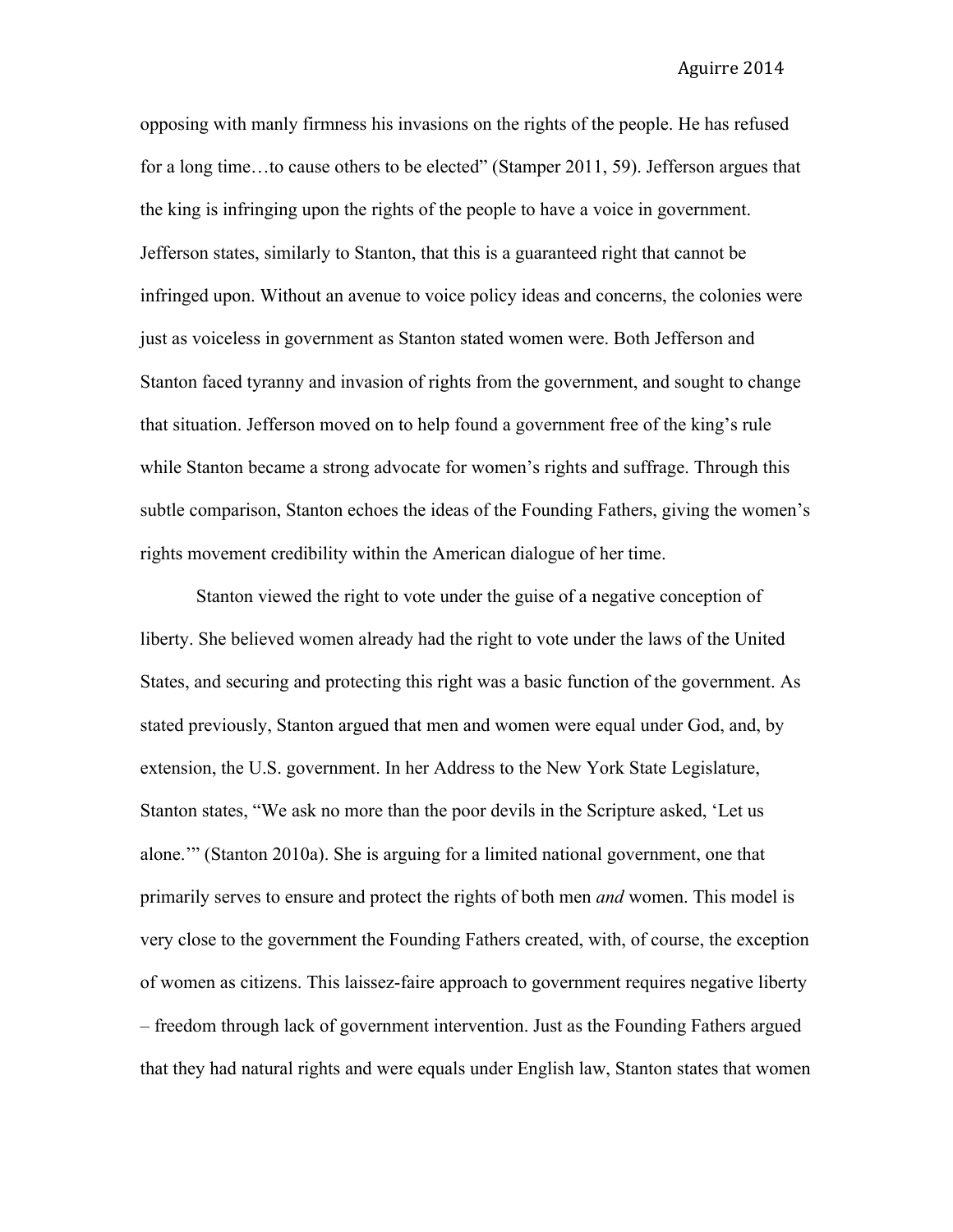opposing with manly firmness his invasions on the rights of the people. He has refused for a long time…to cause others to be elected" (Stamper 2011, 59). Jefferson argues that the king is infringing upon the rights of the people to have a voice in government. Jefferson states, similarly to Stanton, that this is a guaranteed right that cannot be infringed upon. Without an avenue to voice policy ideas and concerns, the colonies were just as voiceless in government as Stanton stated women were. Both Jefferson and Stanton faced tyranny and invasion of rights from the government, and sought to change that situation. Jefferson moved on to help found a government free of the king's rule while Stanton became a strong advocate for women's rights and suffrage. Through this subtle comparison, Stanton echoes the ideas of the Founding Fathers, giving the women's rights movement credibility within the American dialogue of her time.

Stanton viewed the right to vote under the guise of a negative conception of liberty. She believed women already had the right to vote under the laws of the United States, and securing and protecting this right was a basic function of the government. As stated previously, Stanton argued that men and women were equal under God, and, by extension, the U.S. government. In her Address to the New York State Legislature, Stanton states, "We ask no more than the poor devils in the Scripture asked, 'Let us alone.'" (Stanton 2010a). She is arguing for a limited national government, one that primarily serves to ensure and protect the rights of both men *and* women. This model is very close to the government the Founding Fathers created, with, of course, the exception of women as citizens. This laissez-faire approach to government requires negative liberty – freedom through lack of government intervention. Just as the Founding Fathers argued that they had natural rights and were equals under English law, Stanton states that women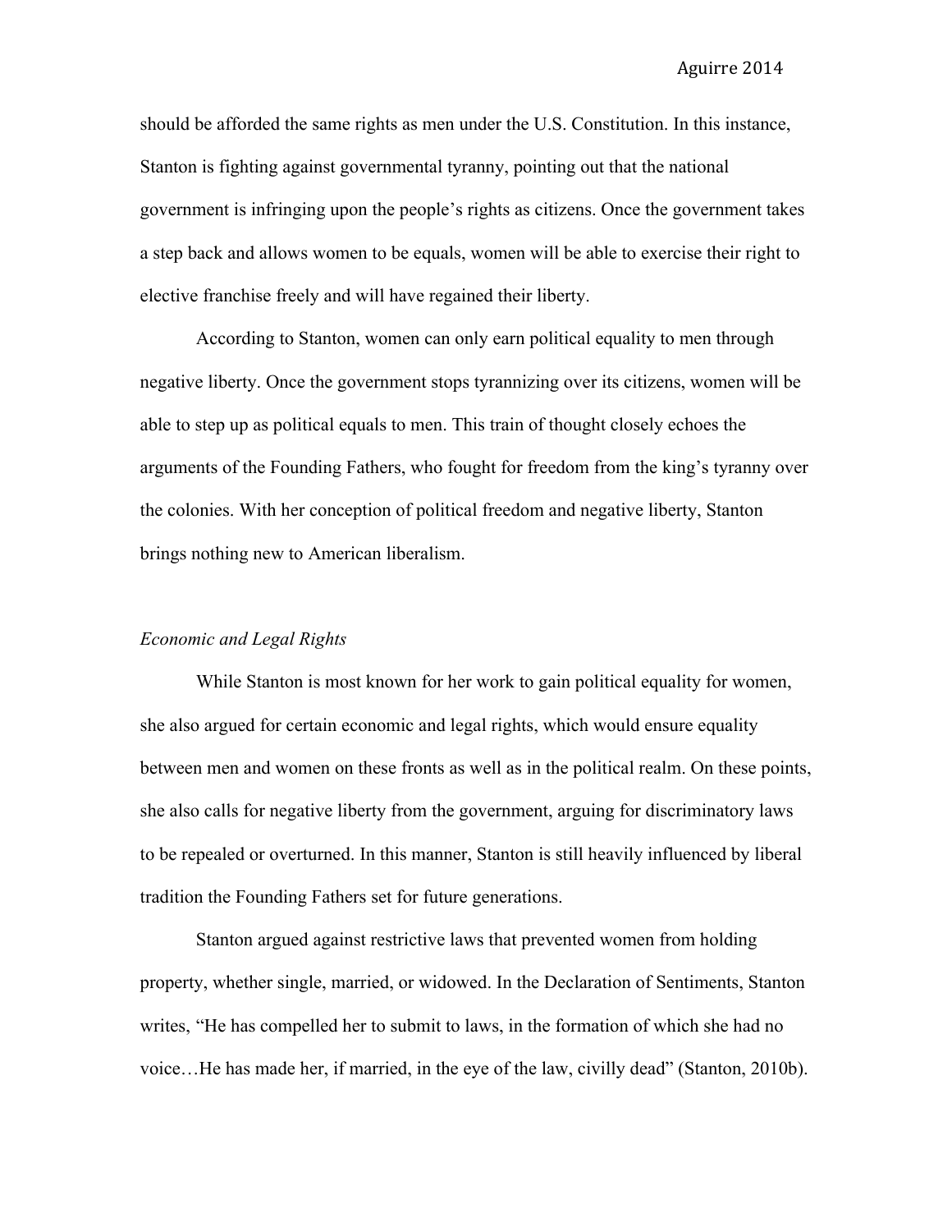should be afforded the same rights as men under the U.S. Constitution. In this instance, Stanton is fighting against governmental tyranny, pointing out that the national government is infringing upon the people's rights as citizens. Once the government takes a step back and allows women to be equals, women will be able to exercise their right to elective franchise freely and will have regained their liberty.

According to Stanton, women can only earn political equality to men through negative liberty. Once the government stops tyrannizing over its citizens, women will be able to step up as political equals to men. This train of thought closely echoes the arguments of the Founding Fathers, who fought for freedom from the king's tyranny over the colonies. With her conception of political freedom and negative liberty, Stanton brings nothing new to American liberalism.

### *Economic and Legal Rights*

While Stanton is most known for her work to gain political equality for women, she also argued for certain economic and legal rights, which would ensure equality between men and women on these fronts as well as in the political realm. On these points, she also calls for negative liberty from the government, arguing for discriminatory laws to be repealed or overturned. In this manner, Stanton is still heavily influenced by liberal tradition the Founding Fathers set for future generations.

Stanton argued against restrictive laws that prevented women from holding property, whether single, married, or widowed. In the Declaration of Sentiments, Stanton writes, "He has compelled her to submit to laws, in the formation of which she had no voice…He has made her, if married, in the eye of the law, civilly dead" (Stanton, 2010b).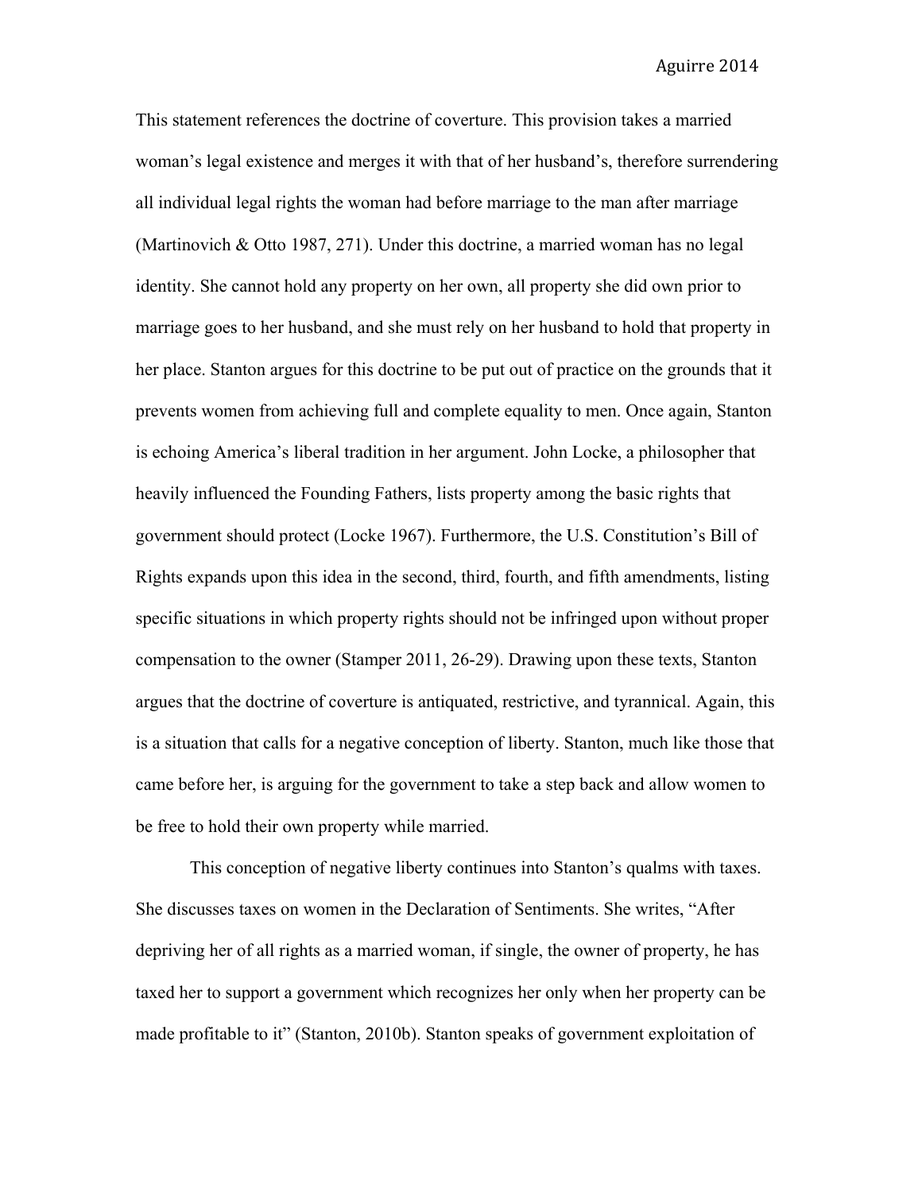This statement references the doctrine of coverture. This provision takes a married woman's legal existence and merges it with that of her husband's, therefore surrendering all individual legal rights the woman had before marriage to the man after marriage (Martinovich & Otto 1987, 271). Under this doctrine, a married woman has no legal identity. She cannot hold any property on her own, all property she did own prior to marriage goes to her husband, and she must rely on her husband to hold that property in her place. Stanton argues for this doctrine to be put out of practice on the grounds that it prevents women from achieving full and complete equality to men. Once again, Stanton is echoing America's liberal tradition in her argument. John Locke, a philosopher that heavily influenced the Founding Fathers, lists property among the basic rights that government should protect (Locke 1967). Furthermore, the U.S. Constitution's Bill of Rights expands upon this idea in the second, third, fourth, and fifth amendments, listing specific situations in which property rights should not be infringed upon without proper compensation to the owner (Stamper 2011, 26-29). Drawing upon these texts, Stanton argues that the doctrine of coverture is antiquated, restrictive, and tyrannical. Again, this is a situation that calls for a negative conception of liberty. Stanton, much like those that came before her, is arguing for the government to take a step back and allow women to be free to hold their own property while married.

This conception of negative liberty continues into Stanton's qualms with taxes. She discusses taxes on women in the Declaration of Sentiments. She writes, "After depriving her of all rights as a married woman, if single, the owner of property, he has taxed her to support a government which recognizes her only when her property can be made profitable to it" (Stanton, 2010b). Stanton speaks of government exploitation of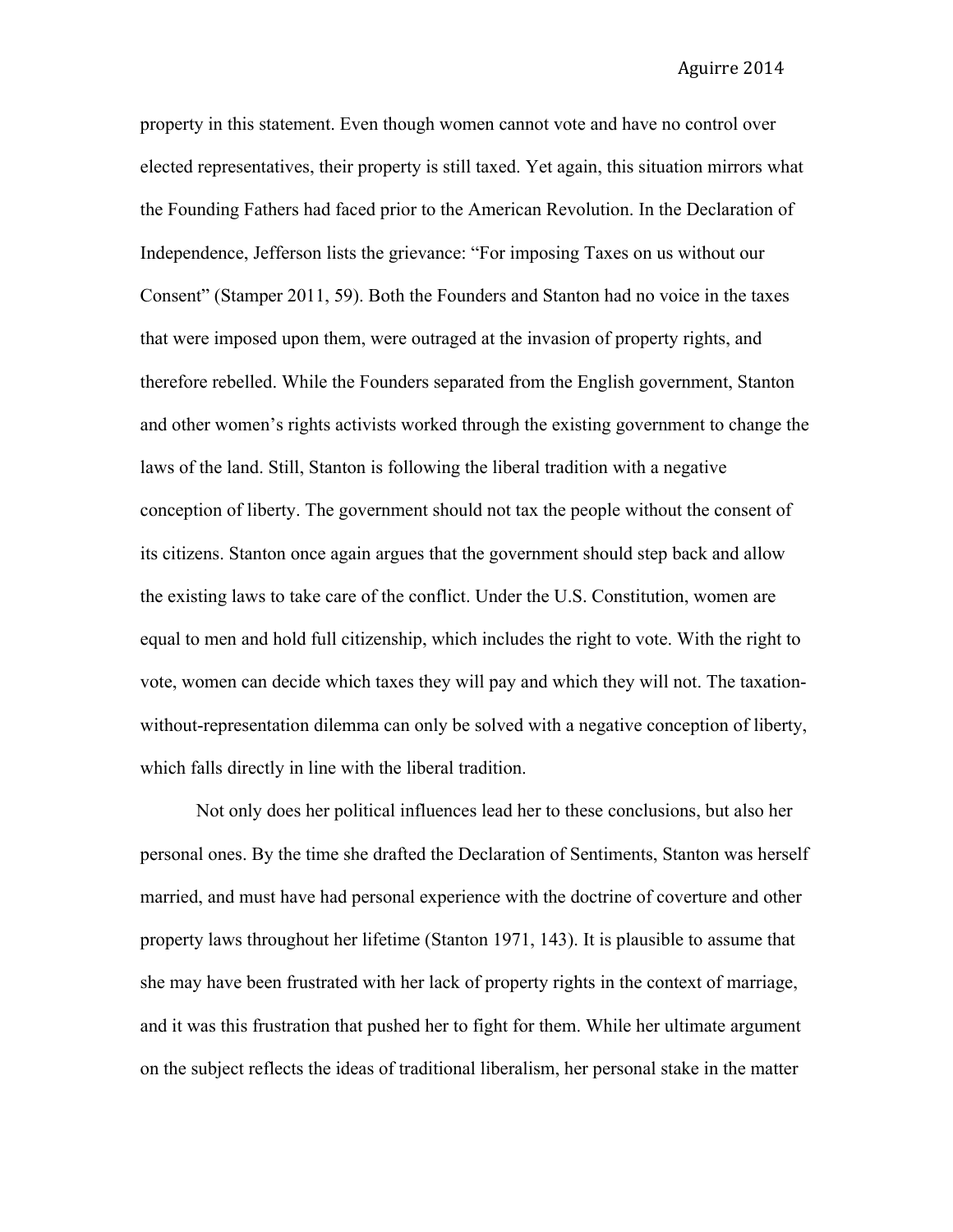property in this statement. Even though women cannot vote and have no control over elected representatives, their property is still taxed. Yet again, this situation mirrors what the Founding Fathers had faced prior to the American Revolution. In the Declaration of Independence, Jefferson lists the grievance: "For imposing Taxes on us without our Consent" (Stamper 2011, 59). Both the Founders and Stanton had no voice in the taxes that were imposed upon them, were outraged at the invasion of property rights, and therefore rebelled. While the Founders separated from the English government, Stanton and other women's rights activists worked through the existing government to change the laws of the land. Still, Stanton is following the liberal tradition with a negative conception of liberty. The government should not tax the people without the consent of its citizens. Stanton once again argues that the government should step back and allow the existing laws to take care of the conflict. Under the U.S. Constitution, women are equal to men and hold full citizenship, which includes the right to vote. With the right to vote, women can decide which taxes they will pay and which they will not. The taxation-without-representation dilemma can only be solved with a negative conception of liberty, which falls directly in line with the liberal tradition.

Not only does her political influences lead her to these conclusions, but also her personal ones. By the time she drafted the Declaration of Sentiments, Stanton was herself married, and must have had personal experience with the doctrine of coverture and other property laws throughout her lifetime (Stanton 1971, 143). It is plausible to assume that she may have been frustrated with her lack of property rights in the context of marriage, and it was this frustration that pushed her to fight for them. While her ultimate argument on the subject reflects the ideas of traditional liberalism, her personal stake in the matter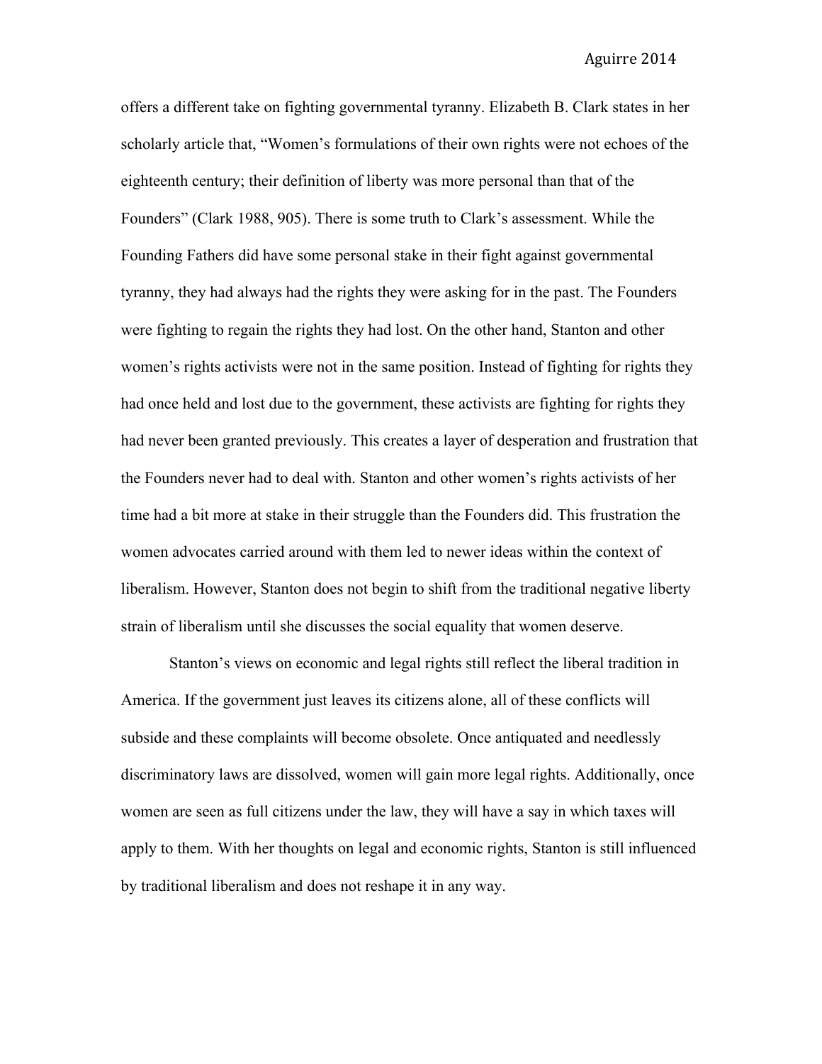offers a different take on fighting governmental tyranny. Elizabeth B. Clark states in her scholarly article that, "Women's formulations of their own rights were not echoes of the eighteenth century; their definition of liberty was more personal than that of the Founders" (Clark 1988, 905). There is some truth to Clark's assessment. While the Founding Fathers did have some personal stake in their fight against governmental tyranny, they had always had the rights they were asking for in the past. The Founders were fighting to regain the rights they had lost. On the other hand, Stanton and other women's rights activists were not in the same position. Instead of fighting for rights they had once held and lost due to the government, these activists are fighting for rights they had never been granted previously. This creates a layer of desperation and frustration that the Founders never had to deal with. Stanton and other women's rights activists of her time had a bit more at stake in their struggle than the Founders did. This frustration the women advocates carried around with them led to newer ideas within the context of liberalism. However, Stanton does not begin to shift from the traditional negative liberty strain of liberalism until she discusses the social equality that women deserve.

Stanton's views on economic and legal rights still reflect the liberal tradition in America. If the government just leaves its citizens alone, all of these conflicts will subside and these complaints will become obsolete. Once antiquated and needlessly discriminatory laws are dissolved, women will gain more legal rights. Additionally, once women are seen as full citizens under the law, they will have a say in which taxes will apply to them. With her thoughts on legal and economic rights, Stanton is still influenced by traditional liberalism and does not reshape it in any way.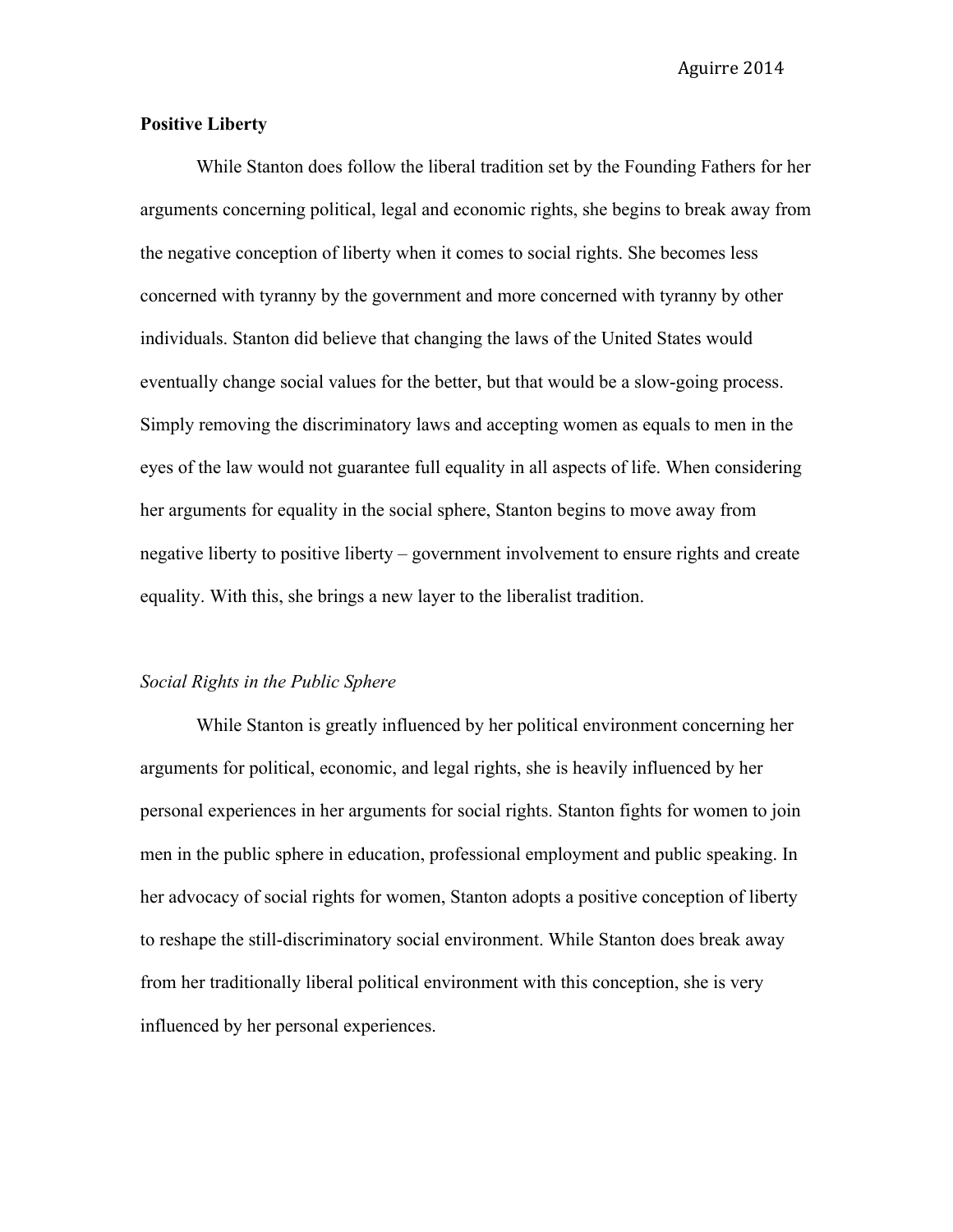**Positive Liberty**

While Stanton does follow the liberal tradition set by the Founding Fathers for her arguments concerning political, legal and economic rights, she begins to break away from the negative conception of liberty when it comes to social rights. She becomes less concerned with tyranny by the government and more concerned with tyranny by other individuals. Stanton did believe that changing the laws of the United States would eventually change social values for the better, but that would be a slow-going process. Simply removing the discriminatory laws and accepting women as equals to men in the eyes of the law would not guarantee full equality in all aspects of life. When considering her arguments for equality in the social sphere, Stanton begins to move away from negative liberty to positive liberty – government involvement to ensure rights and create equality. With this, she brings a new layer to the liberalist tradition.

*Social Rights in the Public Sphere*

While Stanton is greatly influenced by her political environment concerning her arguments for political, economic, and legal rights, she is heavily influenced by her personal experiences in her arguments for social rights. Stanton fights for women to join men in the public sphere in education, professional employment and public speaking. In her advocacy of social rights for women, Stanton adopts a positive conception of liberty to reshape the still-discriminatory social environment. While Stanton does break away from her traditionally liberal political environment with this conception, she is very influenced by her personal experiences.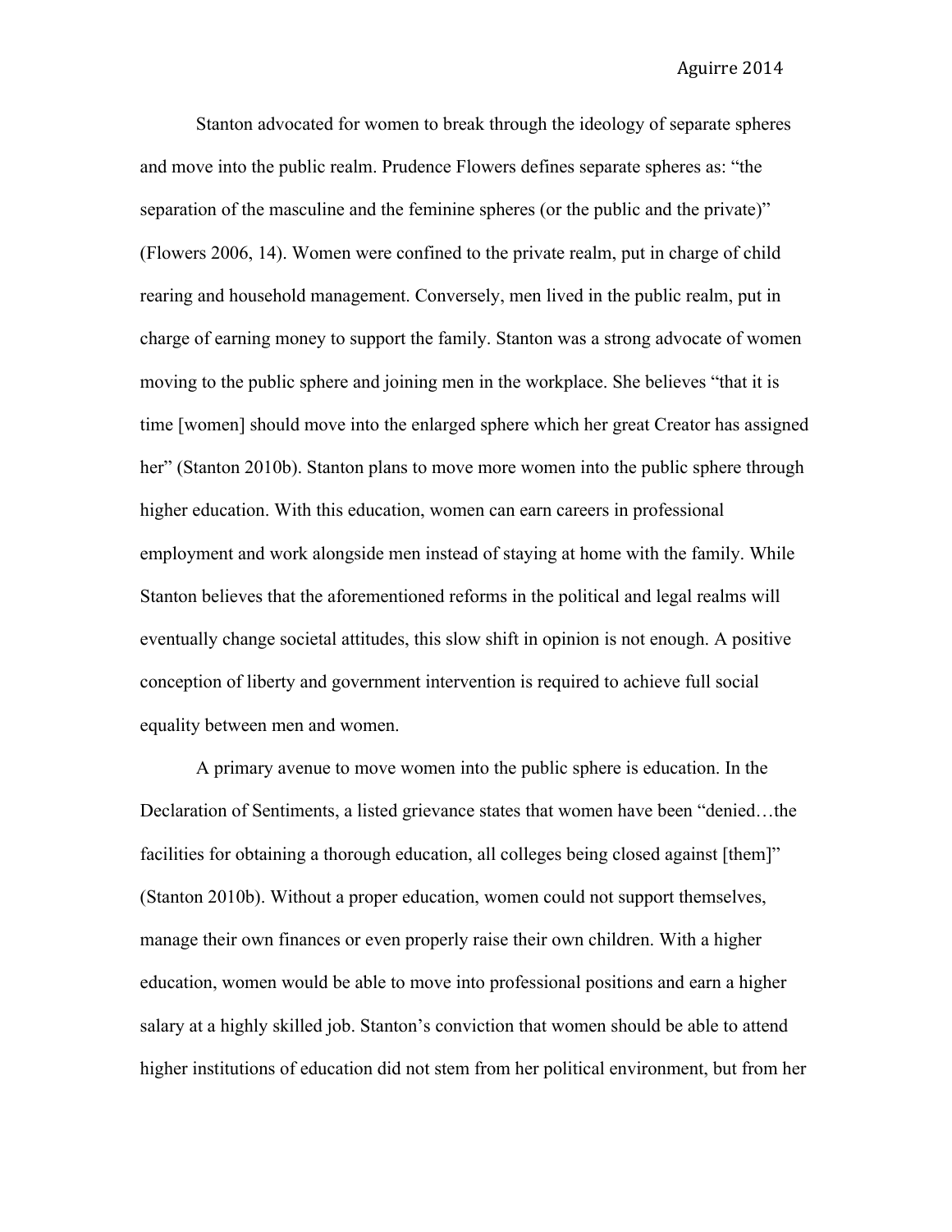Stanton advocated for women to break through the ideology of separate spheres and move into the public realm. Prudence Flowers defines separate spheres as: "the separation of the masculine and the feminine spheres (or the public and the private)" (Flowers 2006, 14). Women were confined to the private realm, put in charge of child rearing and household management. Conversely, men lived in the public realm, put in charge of earning money to support the family. Stanton was a strong advocate of women moving to the public sphere and joining men in the workplace. She believes "that it is time [women] should move into the enlarged sphere which her great Creator has assigned her" (Stanton 2010b). Stanton plans to move more women into the public sphere through higher education. With this education, women can earn careers in professional employment and work alongside men instead of staying at home with the family. While Stanton believes that the aforementioned reforms in the political and legal realms will eventually change societal attitudes, this slow shift in opinion is not enough. A positive conception of liberty and government intervention is required to achieve full social equality between men and women.

A primary avenue to move women into the public sphere is education. In the Declaration of Sentiments, a listed grievance states that women have been "denied…the facilities for obtaining a thorough education, all colleges being closed against [them]" (Stanton 2010b). Without a proper education, women could not support themselves, manage their own finances or even properly raise their own children. With a higher education, women would be able to move into professional positions and earn a higher salary at a highly skilled job. Stanton's conviction that women should be able to attend higher institutions of education did not stem from her political environment, but from her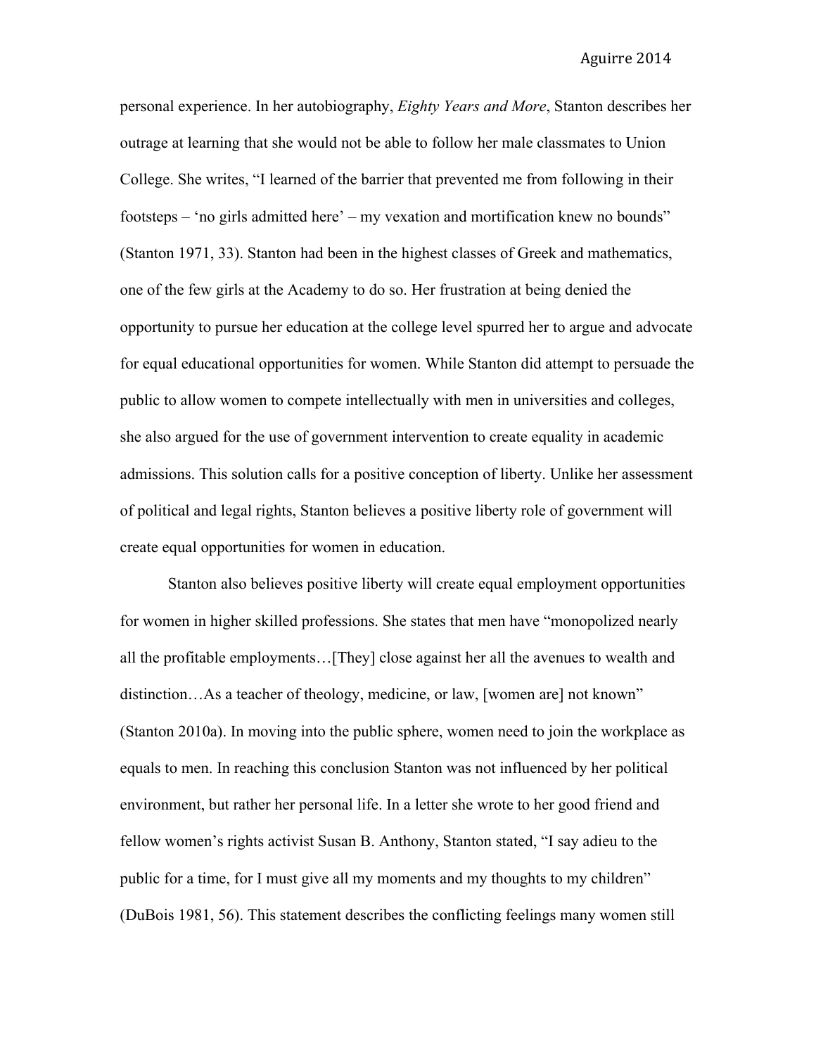personal experience. In her autobiography, *Eighty Years and More*, Stanton describes her outrage at learning that she would not be able to follow her male classmates to Union College. She writes, "I learned of the barrier that prevented me from following in their footsteps – 'no girls admitted here' – my vexation and mortification knew no bounds" (Stanton 1971, 33). Stanton had been in the highest classes of Greek and mathematics, one of the few girls at the Academy to do so. Her frustration at being denied the opportunity to pursue her education at the college level spurred her to argue and advocate for equal educational opportunities for women. While Stanton did attempt to persuade the public to allow women to compete intellectually with men in universities and colleges, she also argued for the use of government intervention to create equality in academic admissions. This solution calls for a positive conception of liberty. Unlike her assessment of political and legal rights, Stanton believes a positive liberty role of government will create equal opportunities for women in education.

Stanton also believes positive liberty will create equal employment opportunities for women in higher skilled professions. She states that men have "monopolized nearly all the profitable employments…[They] close against her all the avenues to wealth and distinction…As a teacher of theology, medicine, or law, [women are] not known" (Stanton 2010a). In moving into the public sphere, women need to join the workplace as equals to men. In reaching this conclusion Stanton was not influenced by her political environment, but rather her personal life. In a letter she wrote to her good friend and fellow women's rights activist Susan B. Anthony, Stanton stated, "I say adieu to the public for a time, for I must give all my moments and my thoughts to my children" (DuBois 1981, 56). This statement describes the conflicting feelings many women still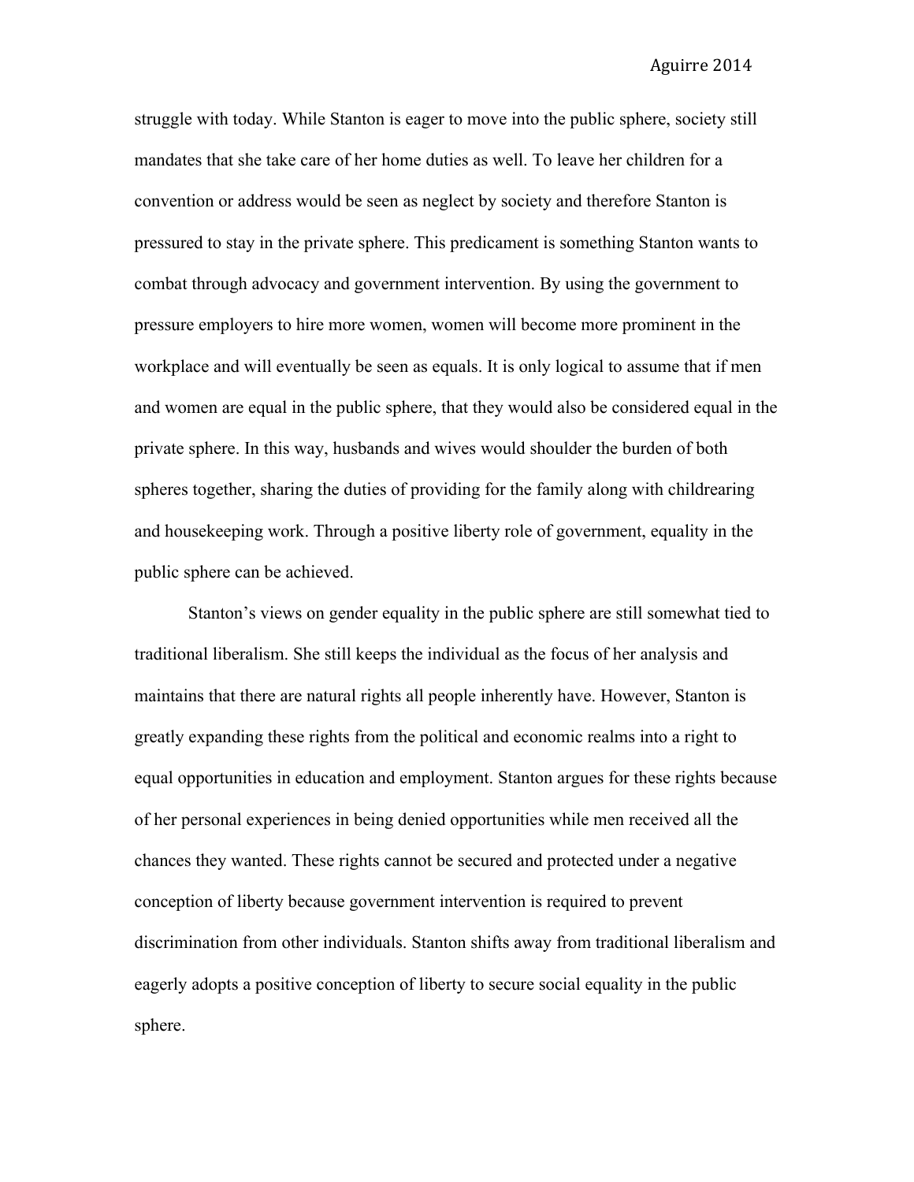struggle with today. While Stanton is eager to move into the public sphere, society still mandates that she take care of her home duties as well. To leave her children for a convention or address would be seen as neglect by society and therefore Stanton is pressured to stay in the private sphere. This predicament is something Stanton wants to combat through advocacy and government intervention. By using the government to pressure employers to hire more women, women will become more prominent in the workplace and will eventually be seen as equals. It is only logical to assume that if men and women are equal in the public sphere, that they would also be considered equal in the private sphere. In this way, husbands and wives would shoulder the burden of both spheres together, sharing the duties of providing for the family along with childrearing and housekeeping work. Through a positive liberty role of government, equality in the public sphere can be achieved.

Stanton's views on gender equality in the public sphere are still somewhat tied to traditional liberalism. She still keeps the individual as the focus of her analysis and maintains that there are natural rights all people inherently have. However, Stanton is greatly expanding these rights from the political and economic realms into a right to equal opportunities in education and employment. Stanton argues for these rights because of her personal experiences in being denied opportunities while men received all the chances they wanted. These rights cannot be secured and protected under a negative conception of liberty because government intervention is required to prevent discrimination from other individuals. Stanton shifts away from traditional liberalism and eagerly adopts a positive conception of liberty to secure social equality in the public sphere.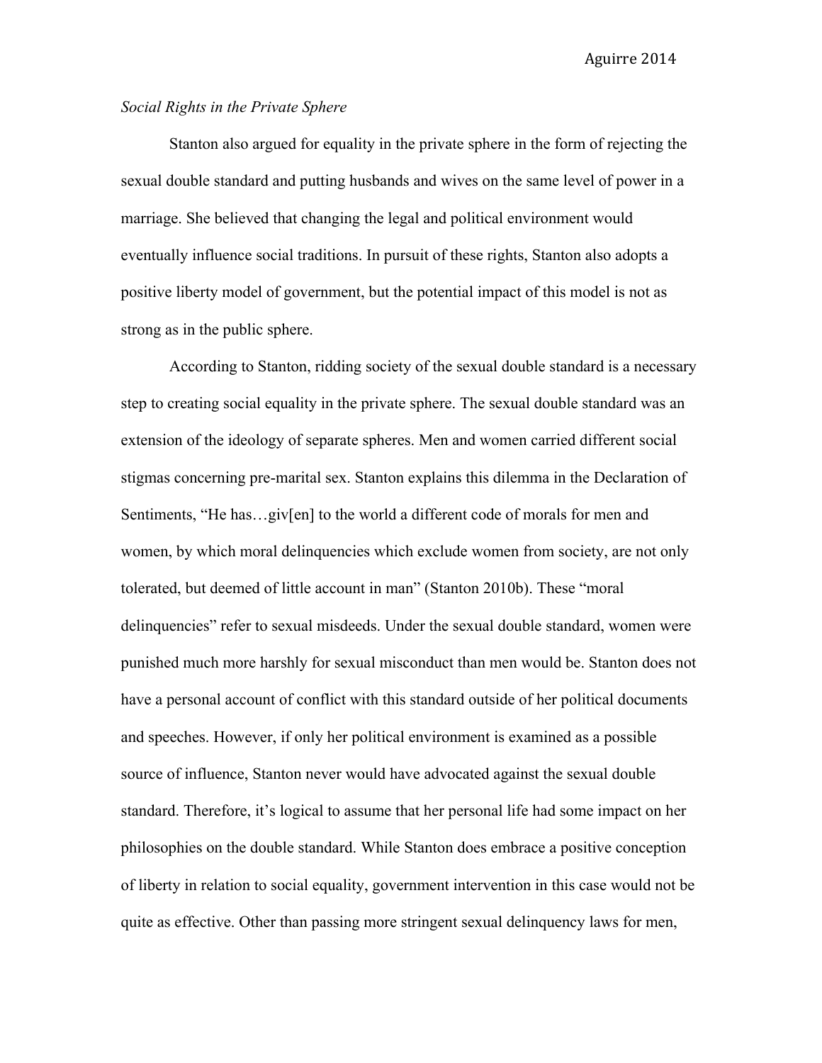*Social Rights in the Private Sphere*

Stanton also argued for equality in the private sphere in the form of rejecting the sexual double standard and putting husbands and wives on the same level of power in a marriage. She believed that changing the legal and political environment would eventually influence social traditions. In pursuit of these rights, Stanton also adopts a positive liberty model of government, but the potential impact of this model is not as strong as in the public sphere.

According to Stanton, ridding society of the sexual double standard is a necessary step to creating social equality in the private sphere. The sexual double standard was an extension of the ideology of separate spheres. Men and women carried different social stigmas concerning pre-marital sex. Stanton explains this dilemma in the Declaration of Sentiments, "He has…giv[en] to the world a different code of morals for men and women, by which moral delinquencies which exclude women from society, are not only tolerated, but deemed of little account in man" (Stanton 2010b). These "moral delinquencies" refer to sexual misdeeds. Under the sexual double standard, women were punished much more harshly for sexual misconduct than men would be. Stanton does not have a personal account of conflict with this standard outside of her political documents and speeches. However, if only her political environment is examined as a possible source of influence, Stanton never would have advocated against the sexual double standard. Therefore, it's logical to assume that her personal life had some impact on her philosophies on the double standard. While Stanton does embrace a positive conception of liberty in relation to social equality, government intervention in this case would not be quite as effective. Other than passing more stringent sexual delinquency laws for men,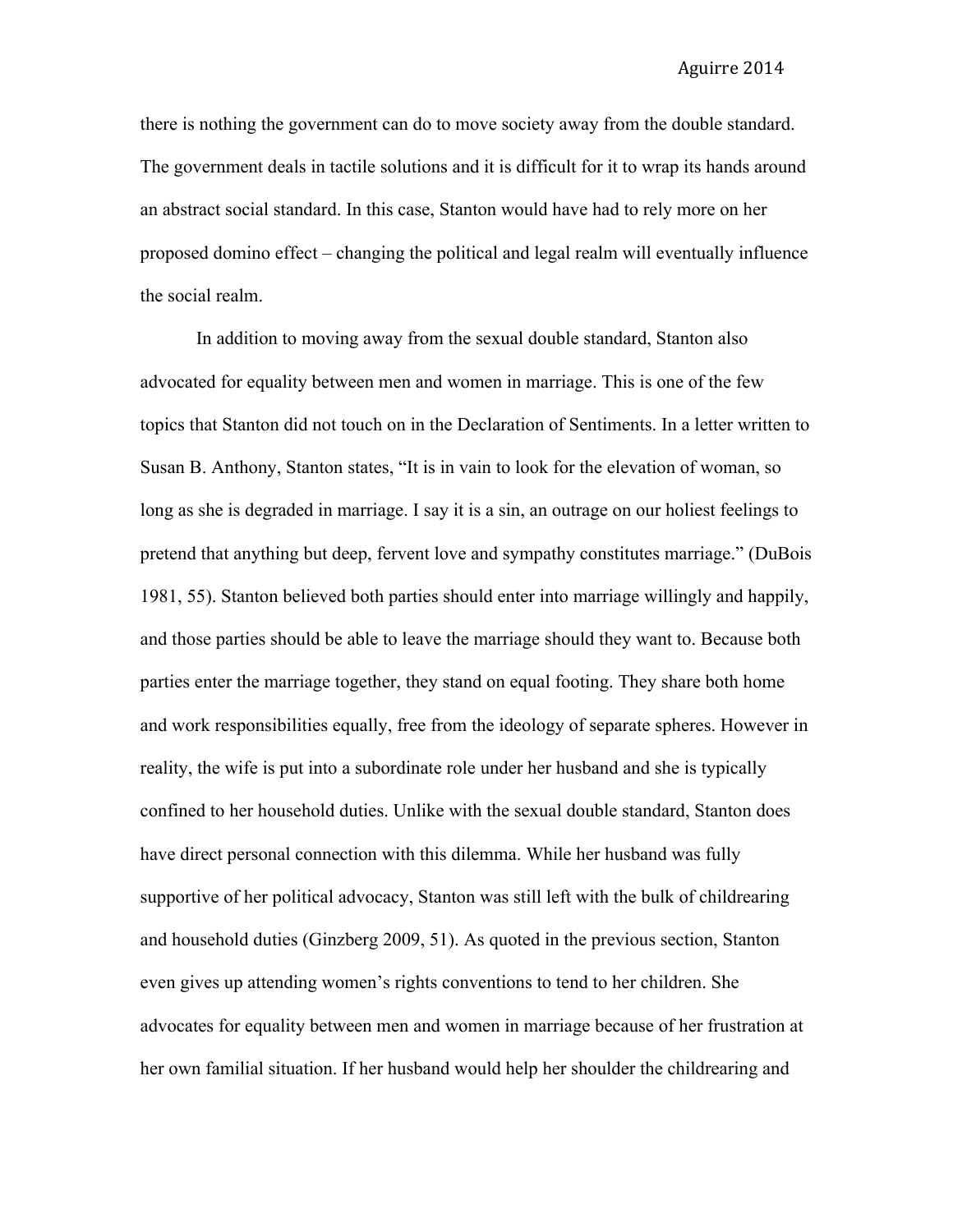there is nothing the government can do to move society away from the double standard. The government deals in tactile solutions and it is difficult for it to wrap its hands around an abstract social standard. In this case, Stanton would have had to rely more on her proposed domino effect – changing the political and legal realm will eventually influence the social realm.

In addition to moving away from the sexual double standard, Stanton also advocated for equality between men and women in marriage. This is one of the few topics that Stanton did not touch on in the Declaration of Sentiments. In a letter written to Susan B. Anthony, Stanton states, "It is in vain to look for the elevation of woman, so long as she is degraded in marriage. I say it is a sin, an outrage on our holiest feelings to pretend that anything but deep, fervent love and sympathy constitutes marriage." (DuBois 1981, 55). Stanton believed both parties should enter into marriage willingly and happily, and those parties should be able to leave the marriage should they want to. Because both parties enter the marriage together, they stand on equal footing. They share both home and work responsibilities equally, free from the ideology of separate spheres. However in reality, the wife is put into a subordinate role under her husband and she is typically confined to her household duties. Unlike with the sexual double standard, Stanton does have direct personal connection with this dilemma. While her husband was fully supportive of her political advocacy, Stanton was still left with the bulk of childrearing and household duties (Ginzberg 2009, 51). As quoted in the previous section, Stanton even gives up attending women's rights conventions to tend to her children. She advocates for equality between men and women in marriage because of her frustration at her own familial situation. If her husband would help her shoulder the childrearing and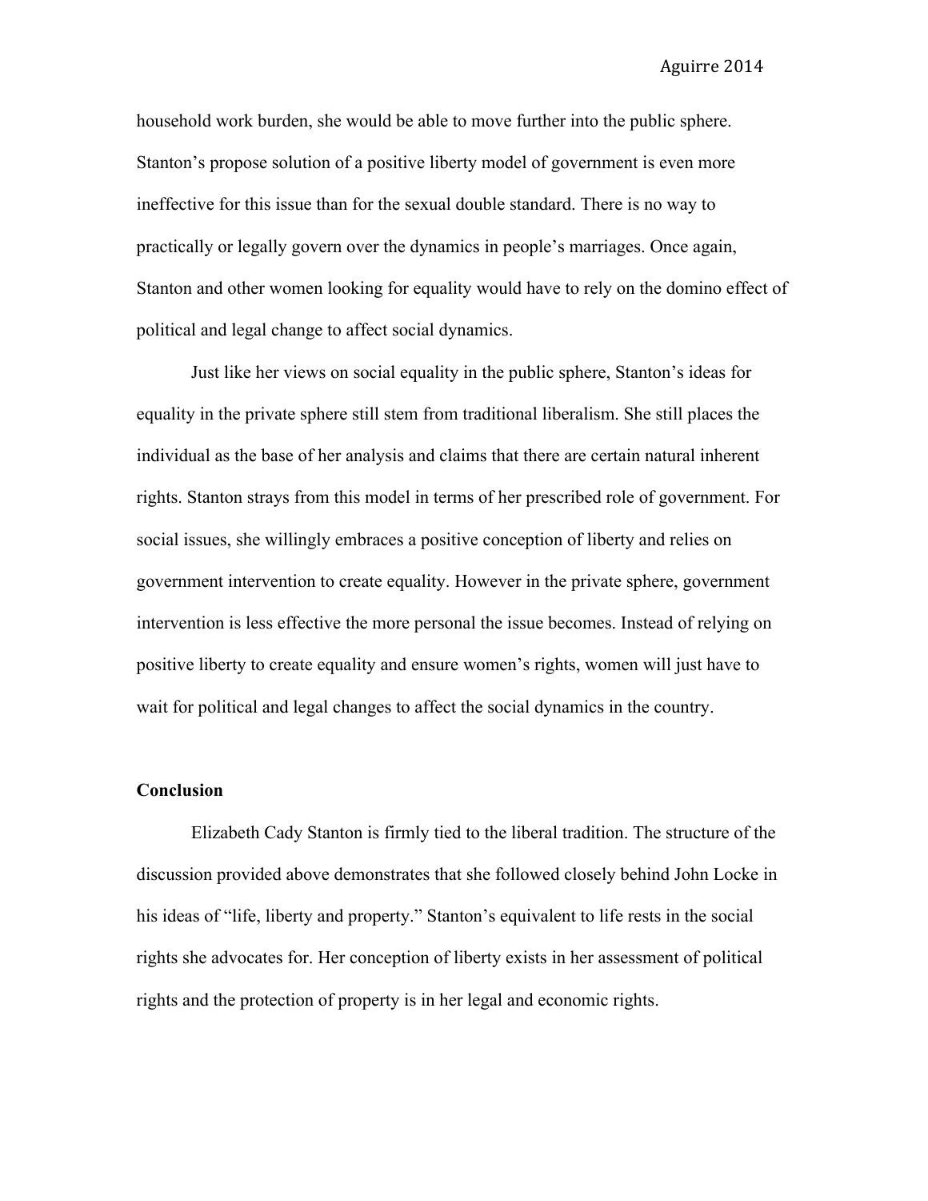household work burden, she would be able to move further into the public sphere. Stanton's propose solution of a positive liberty model of government is even more ineffective for this issue than for the sexual double standard. There is no way to practically or legally govern over the dynamics in people's marriages. Once again, Stanton and other women looking for equality would have to rely on the domino effect of political and legal change to affect social dynamics.

Just like her views on social equality in the public sphere, Stanton's ideas for equality in the private sphere still stem from traditional liberalism. She still places the individual as the base of her analysis and claims that there are certain natural inherent rights. Stanton strays from this model in terms of her prescribed role of government. For social issues, she willingly embraces a positive conception of liberty and relies on government intervention to create equality. However in the private sphere, government intervention is less effective the more personal the issue becomes. Instead of relying on positive liberty to create equality and ensure women's rights, women will just have to wait for political and legal changes to affect the social dynamics in the country.

**Conclusion**

Elizabeth Cady Stanton is firmly tied to the liberal tradition. The structure of the discussion provided above demonstrates that she followed closely behind John Locke in his ideas of "life, liberty and property." Stanton's equivalent to life rests in the social rights she advocates for. Her conception of liberty exists in her assessment of political rights and the protection of property is in her legal and economic rights.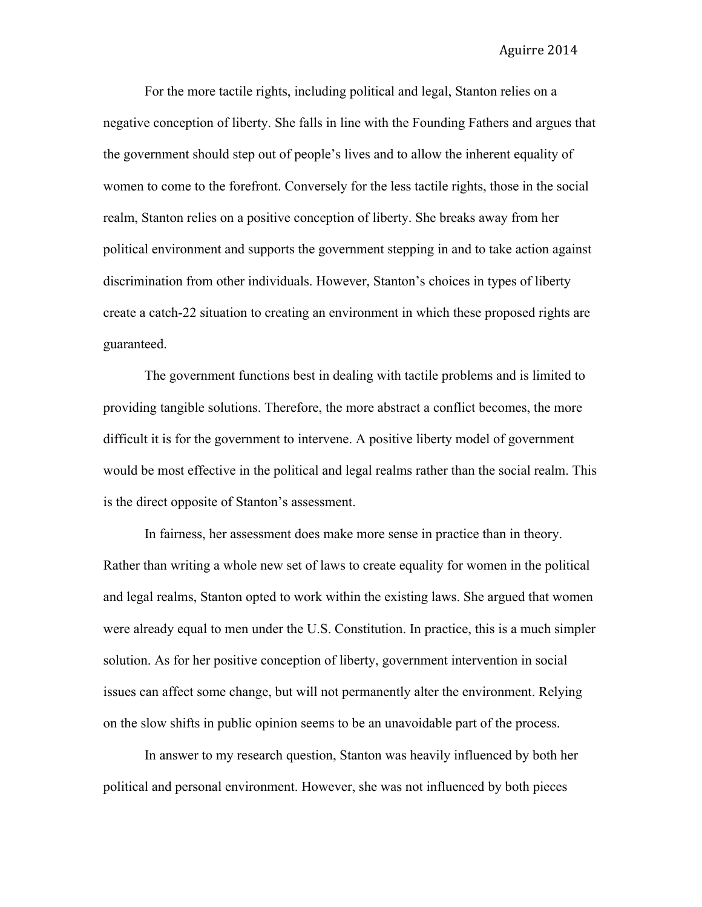For the more tactile rights, including political and legal, Stanton relies on a negative conception of liberty. She falls in line with the Founding Fathers and argues that the government should step out of people's lives and to allow the inherent equality of women to come to the forefront. Conversely for the less tactile rights, those in the social realm, Stanton relies on a positive conception of liberty. She breaks away from her political environment and supports the government stepping in and to take action against discrimination from other individuals. However, Stanton's choices in types of liberty create a catch-22 situation to creating an environment in which these proposed rights are guaranteed.

The government functions best in dealing with tactile problems and is limited to providing tangible solutions. Therefore, the more abstract a conflict becomes, the more difficult it is for the government to intervene. A positive liberty model of government would be most effective in the political and legal realms rather than the social realm. This is the direct opposite of Stanton's assessment.

In fairness, her assessment does make more sense in practice than in theory. Rather than writing a whole new set of laws to create equality for women in the political and legal realms, Stanton opted to work within the existing laws. She argued that women were already equal to men under the U.S. Constitution. In practice, this is a much simpler solution. As for her positive conception of liberty, government intervention in social issues can affect some change, but will not permanently alter the environment. Relying on the slow shifts in public opinion seems to be an unavoidable part of the process.

In answer to my research question, Stanton was heavily influenced by both her political and personal environment. However, she was not influenced by both pieces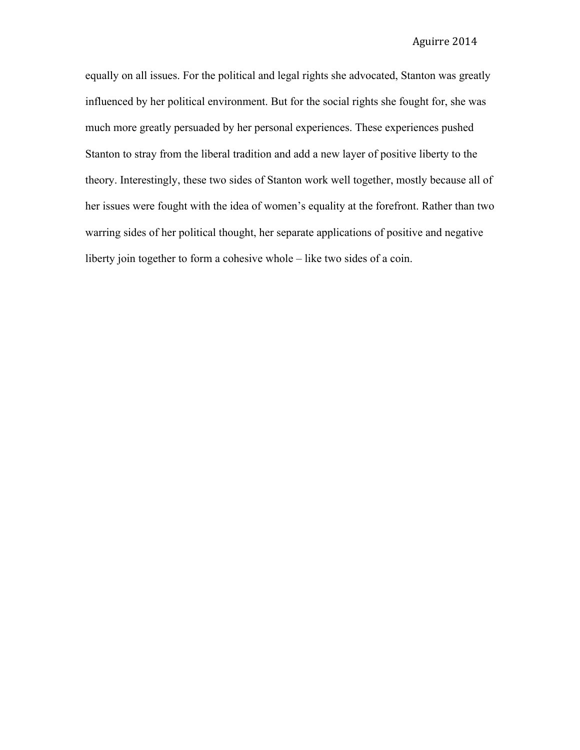equally on all issues. For the political and legal rights she advocated, Stanton was greatly influenced by her political environment. But for the social rights she fought for, she was much more greatly persuaded by her personal experiences. These experiences pushed Stanton to stray from the liberal tradition and add a new layer of positive liberty to the theory. Interestingly, these two sides of Stanton work well together, mostly because all of her issues were fought with the idea of women's equality at the forefront. Rather than two warring sides of her political thought, her separate applications of positive and negative liberty join together to form a cohesive whole – like two sides of a coin.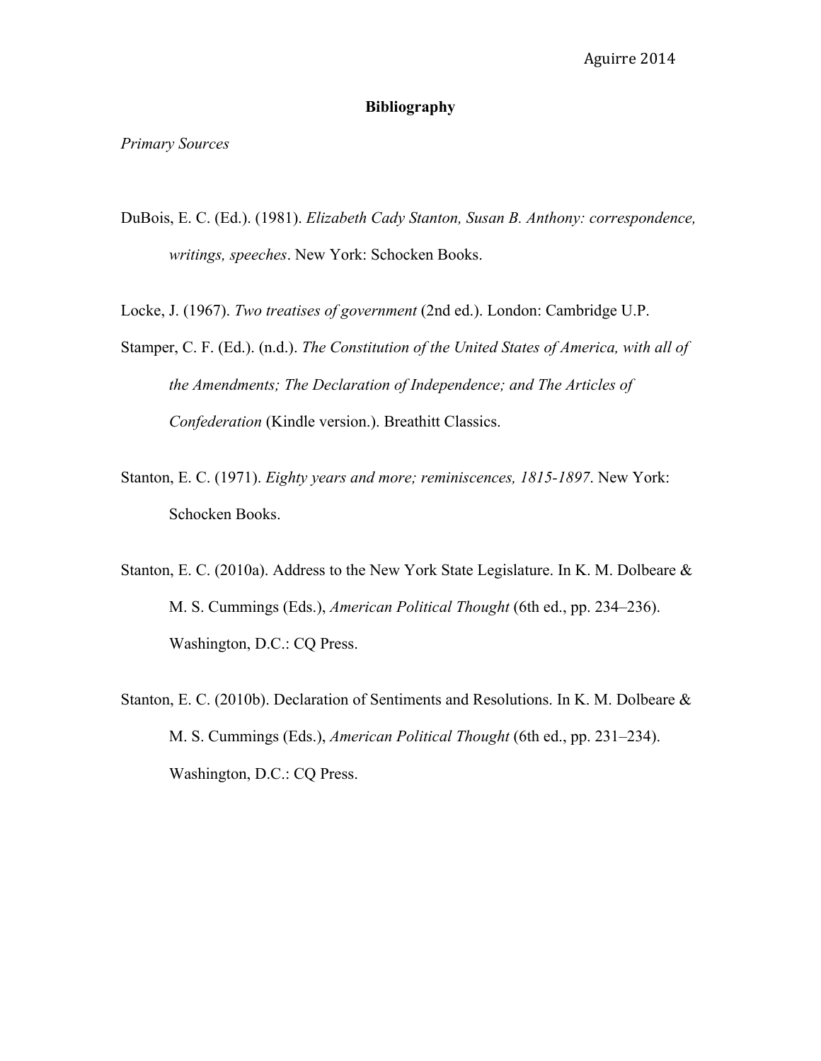## Bibliography

*Primary Sources*

DuBois, E. C. (Ed.). (1981). *Elizabeth Cady Stanton, Susan B. Anthony: correspondence, writings, speeches*. New York: Schocken Books.

Locke, J. (1967). *Two treatises of government* (2nd ed.). London: Cambridge U.P.

Stamper, C. F. (Ed.). (n.d.). *The Constitution of the United States of America, with all of the Amendments; The Declaration of Independence; and The Articles of Confederation* (Kindle version.). Breathitt Classics.

Stanton, E. C. (1971). *Eighty years and more; reminiscences, 1815-1897*. New York: Schocken Books.

Stanton, E. C. (2010a). Address to the New York State Legislature. In K. M. Dolbeare & M. S. Cummings (Eds.), *American Political Thought* (6th ed., pp. 234–236). Washington, D.C.: CQ Press.

Stanton, E. C. (2010b). Declaration of Sentiments and Resolutions. In K. M. Dolbeare & M. S. Cummings (Eds.), *American Political Thought* (6th ed., pp. 231–234). Washington, D.C.: CQ Press.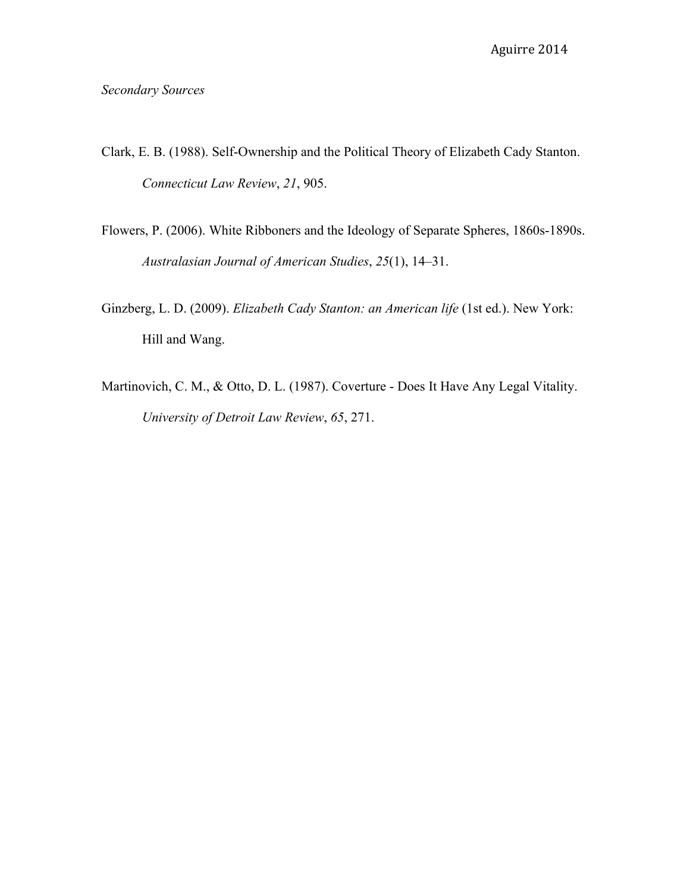*Secondary Sources*

Clark, E. B. (1988). Self-Ownership and the Political Theory of Elizabeth Cady Stanton. *Connecticut Law Review*, *21*, 905.

Flowers, P. (2006). White Ribboners and the Ideology of Separate Spheres, 1860s-1890s. *Australasian Journal of American Studies*, *25*(1), 14–31.

Ginzberg, L. D. (2009). *Elizabeth Cady Stanton: an American life* (1st ed.). New York: Hill and Wang.

Martinovich, C. M., & Otto, D. L. (1987). Coverture - Does It Have Any Legal Vitality. *University of Detroit Law Review*, *65*, 271.